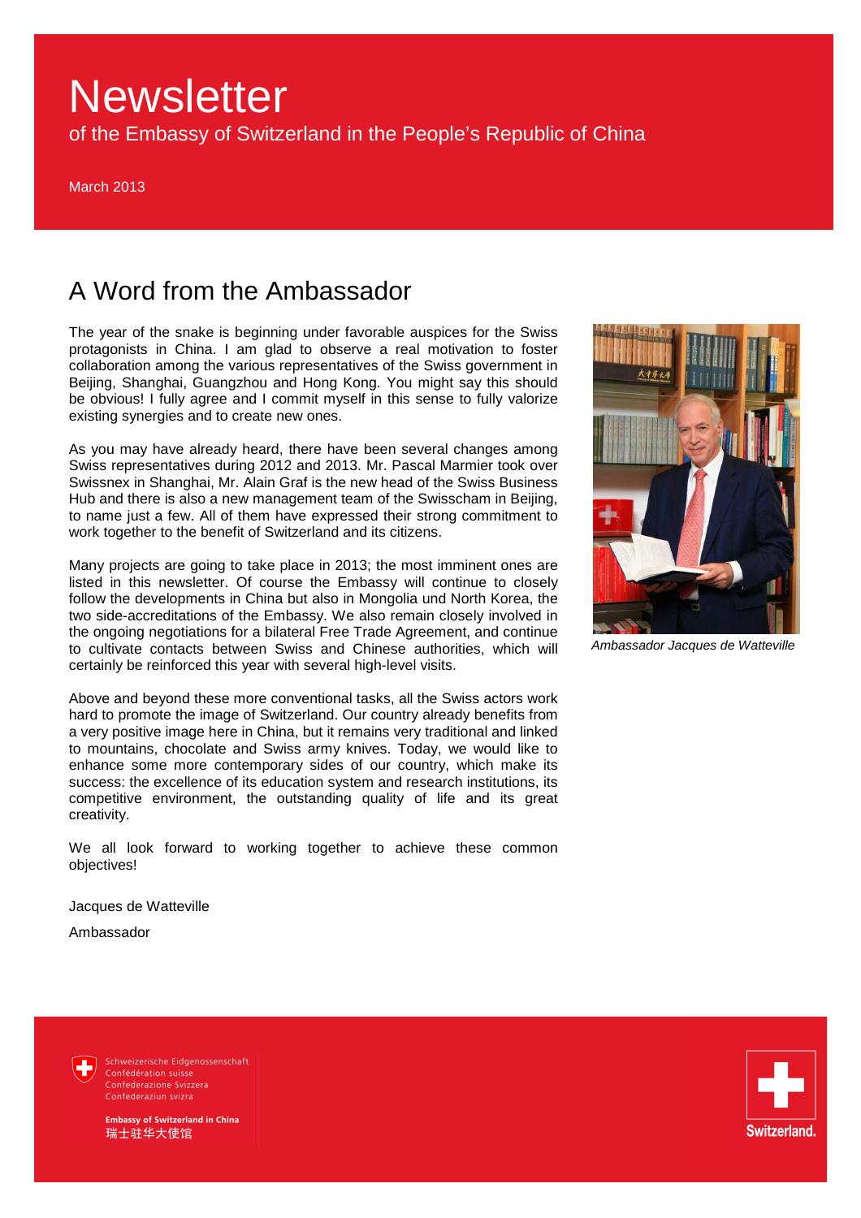# Newsletter

of the Embassy of Switzerland in the People's Republic of China

March 2013

## A Word from the Ambassador

The year of the snake is beginning under favorable auspices for the Swiss protagonists in China. I am glad to observe a real motivation to foster collaboration among the various representatives of the Swiss government in Beijing, Shanghai, Guangzhou and Hong Kong. You might say this should be obvious! I fully agree and I commit myself in this sense to fully valorize existing synergies and to create new ones.

As you may have already heard, there have been several changes among Swiss representatives during 2012 and 2013. Mr. Pascal Marmier took over Swissnex in Shanghai, Mr. Alain Graf is the new head of the Swiss Business Hub and there is also a new management team of the Swisscham in Beijing, to name just a few. All of them have expressed their strong commitment to work together to the benefit of Switzerland and its citizens.

Many projects are going to take place in 2013; the most imminent ones are listed in this newsletter. Of course the Embassy will continue to closely follow the developments in China but also in Mongolia und North Korea, the two side-accreditations of the Embassy. We also remain closely involved in the ongoing negotiations for a bilateral Free Trade Agreement, and continue to cultivate contacts between Swiss and Chinese authorities, which will certainly be reinforced this year with several high-level visits.

Above and beyond these more conventional tasks, all the Swiss actors work hard to promote the image of Switzerland. Our country already benefits from a very positive image here in China, but it remains very traditional and linked to mountains, chocolate and Swiss army knives. Today, we would like to enhance some more contemporary sides of our country, which make its success: the excellence of its education system and research institutions, its competitive environment, the outstanding quality of life and its great creativity.

We all look forward to working together to achieve these common objectives!

Jacques de Watteville

Ambassador

*Ambassador Jacques de Watteville*

Schweizerische Eidgenossenschaft
Confédération suisse
Confederazione Svizzera
Confederaziun svizra

**Embassy of Switzerland in China**
瑞士驻华大使馆

Switzerland.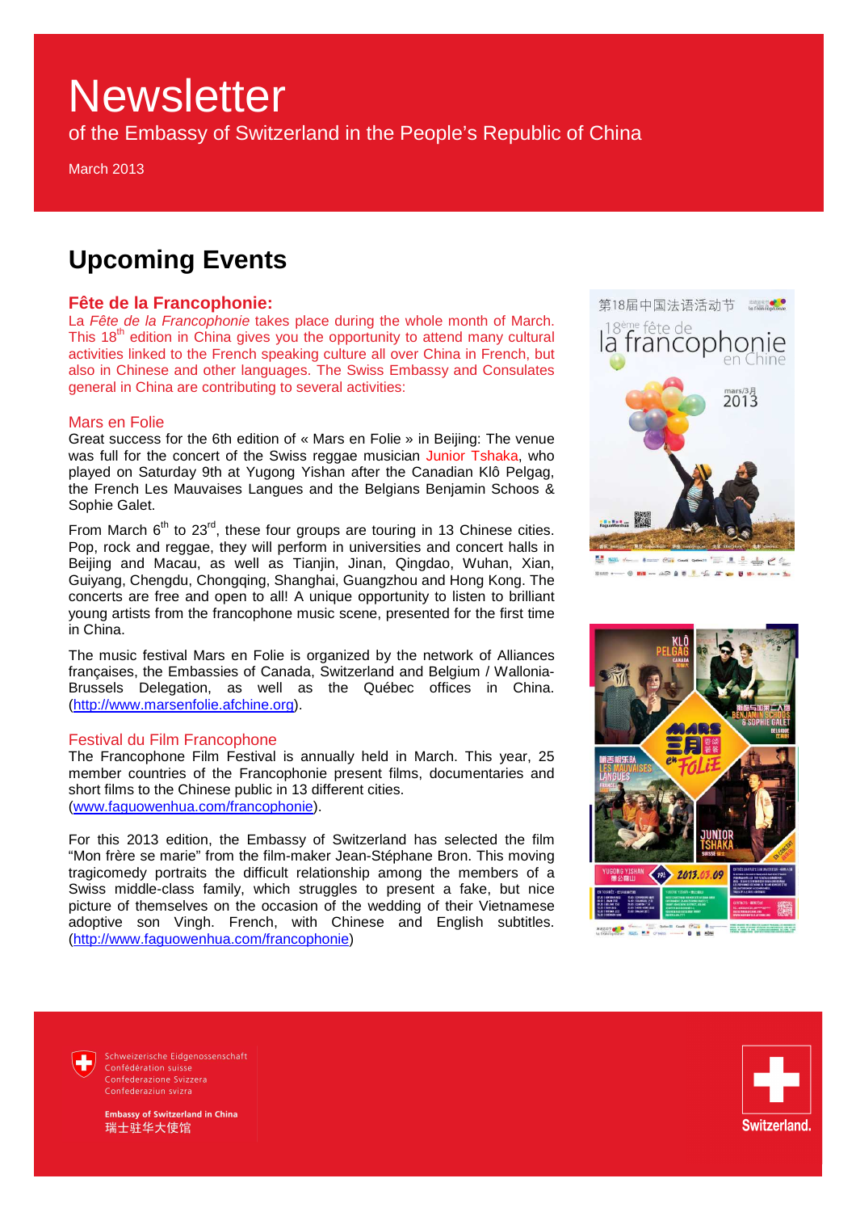# Newsletter

of the Embassy of Switzerland in the People's Republic of China

March 2013

## Upcoming Events

### Fête de la Francophonie:

La *Fête de la Francophonie* takes place during the whole month of March. This 18th edition in China gives you the opportunity to attend many cultural activities linked to the French speaking culture all over China in French, but also in Chinese and other languages. The Swiss Embassy and Consulates general in China are contributing to several activities:

#### Mars en Folie

Great success for the 6th edition of « Mars en Folie » in Beijing: The venue was full for the concert of the Swiss reggae musician Junior Tshaka, who played on Saturday 9th at Yugong Yishan after the Canadian Klô Pelgag, the French Les Mauvaises Langues and the Belgians Benjamin Schoos & Sophie Galet.

From March 6th to 23rd, these four groups are touring in 13 Chinese cities. Pop, rock and reggae, they will perform in universities and concert halls in Beijing and Macau, as well as Tianjin, Jinan, Qingdao, Wuhan, Xian, Guiyang, Chengdu, Chongqing, Shanghai, Guangzhou and Hong Kong. The concerts are free and open to all! A unique opportunity to listen to brilliant young artists from the francophone music scene, presented for the first time in China.

The music festival Mars en Folie is organized by the network of Alliances françaises, the Embassies of Canada, Switzerland and Belgium / Wallonia-Brussels Delegation, as well as the Québec offices in China. (http://www.marsenfolie.afchine.org).

#### Festival du Film Francophone

The Francophone Film Festival is annually held in March. This year, 25 member countries of the Francophonie present films, documentaries and short films to the Chinese public in 13 different cities. (www.faguowenhua.com/francophonie).

For this 2013 edition, the Embassy of Switzerland has selected the film "Mon frère se marie" from the film-maker Jean-Stéphane Bron. This moving tragicomedy portraits the difficult relationship among the members of a Swiss middle-class family, which struggles to present a fake, but nice picture of themselves on the occasion of the wedding of their Vietnamese adoptive son Vingh. French, with Chinese and English subtitles. (http://www.faguowenhua.com/francophonie)

Schweizerische Eidgenossenschaft
Confédération suisse
Confederazione Svizzera
Confederaziun svizra

**Embassy of Switzerland in China**
瑞士驻华大使馆

Switzerland.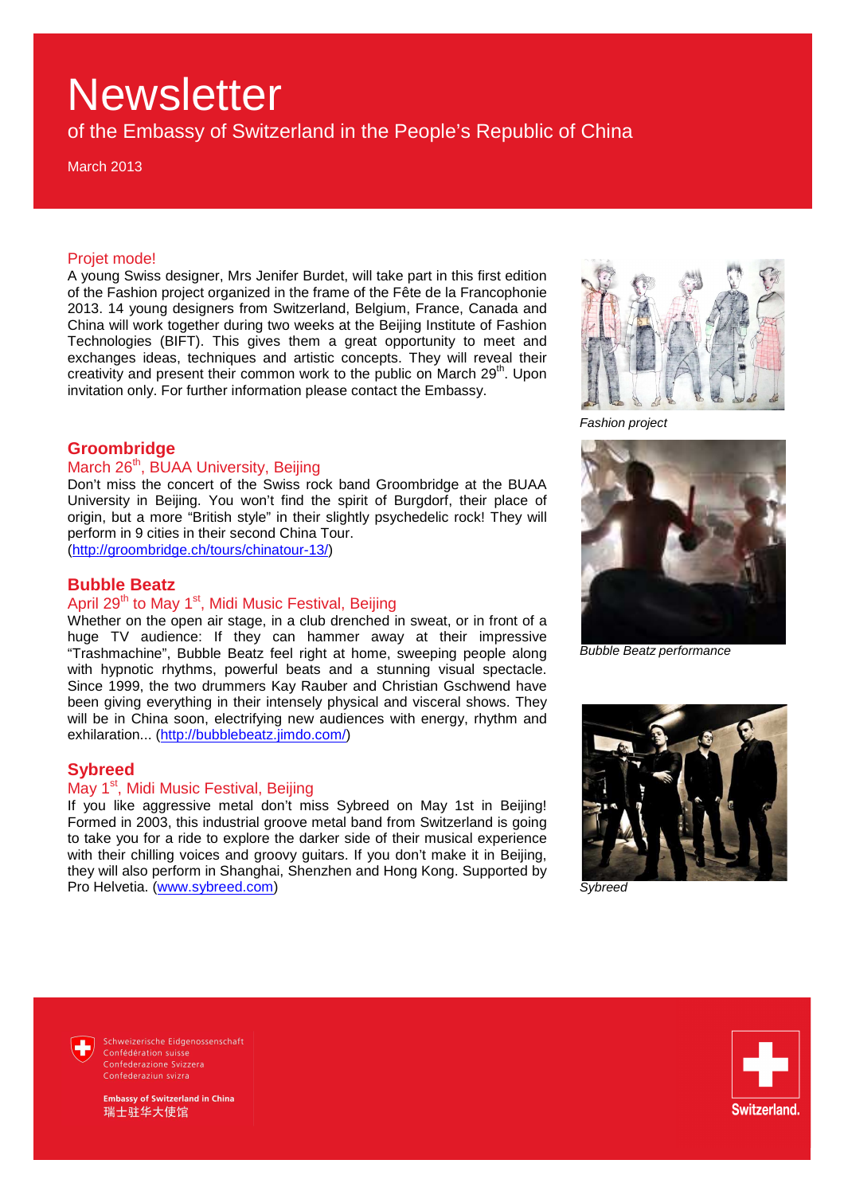# Newsletter

of the Embassy of Switzerland in the People's Republic of China

March 2013

### Projet mode!

A young Swiss designer, Mrs Jenifer Burdet, will take part in this first edition of the Fashion project organized in the frame of the Fête de la Francophonie 2013. 14 young designers from Switzerland, Belgium, France, Canada and China will work together during two weeks at the Beijing Institute of Fashion Technologies (BIFT). This gives them a great opportunity to meet and exchanges ideas, techniques and artistic concepts. They will reveal their creativity and present their common work to the public on March 29th. Upon invitation only. For further information please contact the Embassy.

*Fashion project*

## Groombridge

### March 26th, BUAA University, Beijing

Don't miss the concert of the Swiss rock band Groombridge at the BUAA University in Beijing. You won't find the spirit of Burgdorf, their place of origin, but a more "British style" in their slightly psychedelic rock! They will perform in 9 cities in their second China Tour.
(http://groombridge.ch/tours/chinatour-13/)

*Bubble Beatz performance*

## Bubble Beatz

### April 29th to May 1st, Midi Music Festival, Beijing

Whether on the open air stage, in a club drenched in sweat, or in front of a huge TV audience: If they can hammer away at their impressive "Trashmachine", Bubble Beatz feel right at home, sweeping people along with hypnotic rhythms, powerful beats and a stunning visual spectacle. Since 1999, the two drummers Kay Rauber and Christian Gschwend have been giving everything in their intensely physical and visceral shows. They will be in China soon, electrifying new audiences with energy, rhythm and exhilaration... (http://bubblebeatz.jimdo.com/)

## Sybreed

### May 1st, Midi Music Festival, Beijing

If you like aggressive metal don't miss Sybreed on May 1st in Beijing! Formed in 2003, this industrial groove metal band from Switzerland is going to take you for a ride to explore the darker side of their musical experience with their chilling voices and groovy guitars. If you don't make it in Beijing, they will also perform in Shanghai, Shenzhen and Hong Kong. Supported by Pro Helvetia. (www.sybreed.com)

*Sybreed*

Schweizerische Eidgenossenschaft
Confédération suisse
Confederazione Svizzera
Confederaziun svizra

**Embassy of Switzerland in China**
瑞士驻华大使馆

Switzerland.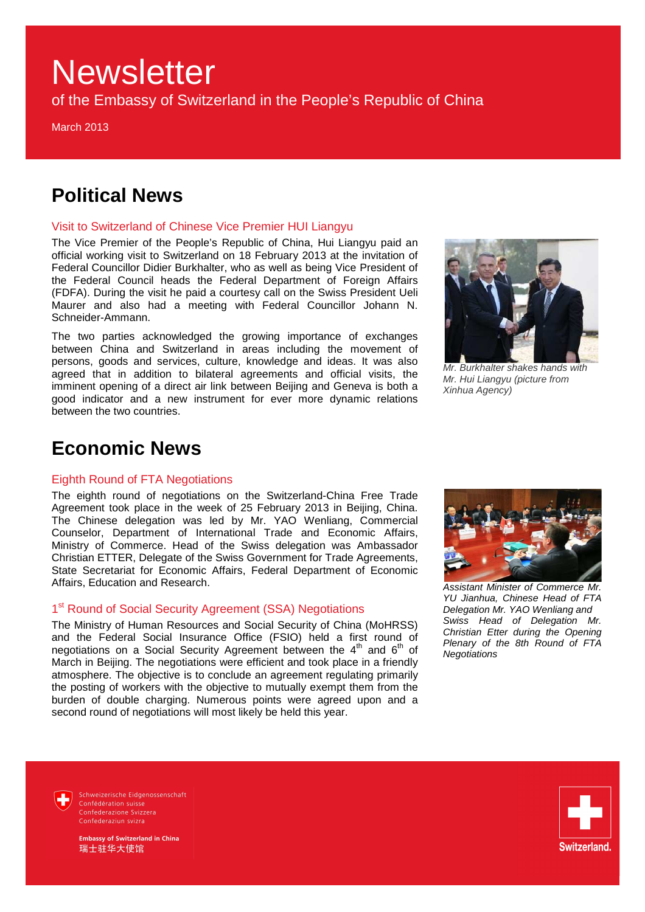# Newsletter

of the Embassy of Switzerland in the People's Republic of China

March 2013

## Political News

### Visit to Switzerland of Chinese Vice Premier HUI Liangyu

The Vice Premier of the People's Republic of China, Hui Liangyu paid an official working visit to Switzerland on 18 February 2013 at the invitation of Federal Councillor Didier Burkhalter, who as well as being Vice President of the Federal Council heads the Federal Department of Foreign Affairs (FDFA). During the visit he paid a courtesy call on the Swiss President Ueli Maurer and also had a meeting with Federal Councillor Johann N. Schneider-Ammann.

The two parties acknowledged the growing importance of exchanges between China and Switzerland in areas including the movement of persons, goods and services, culture, knowledge and ideas. It was also agreed that in addition to bilateral agreements and official visits, the imminent opening of a direct air link between Beijing and Geneva is both a good indicator and a new instrument for ever more dynamic relations between the two countries.

*Mr. Burkhalter shakes hands with Mr. Hui Liangyu (picture from Xinhua Agency)*

## Economic News

### Eighth Round of FTA Negotiations

The eighth round of negotiations on the Switzerland-China Free Trade Agreement took place in the week of 25 February 2013 in Beijing, China. The Chinese delegation was led by Mr. YAO Wenliang, Commercial Counselor, Department of International Trade and Economic Affairs, Ministry of Commerce. Head of the Swiss delegation was Ambassador Christian ETTER, Delegate of the Swiss Government for Trade Agreements, State Secretariat for Economic Affairs, Federal Department of Economic Affairs, Education and Research.

*Assistant Minister of Commerce Mr. YU Jianhua, Chinese Head of FTA Delegation Mr. YAO Wenliang and Swiss Head of Delegation Mr. Christian Etter during the Opening Plenary of the 8th Round of FTA Negotiations*

### 1st Round of Social Security Agreement (SSA) Negotiations

The Ministry of Human Resources and Social Security of China (MoHRSS) and the Federal Social Insurance Office (FSIO) held a first round of negotiations on a Social Security Agreement between the 4th and 6th of March in Beijing. The negotiations were efficient and took place in a friendly atmosphere. The objective is to conclude an agreement regulating primarily the posting of workers with the objective to mutually exempt them from the burden of double charging. Numerous points were agreed upon and a second round of negotiations will most likely be held this year.

Schweizerische Eidgenossenschaft
Confédération suisse
Confederazione Svizzera
Confederaziun svizra

Embassy of Switzerland in China
瑞士驻华大使馆

Switzerland.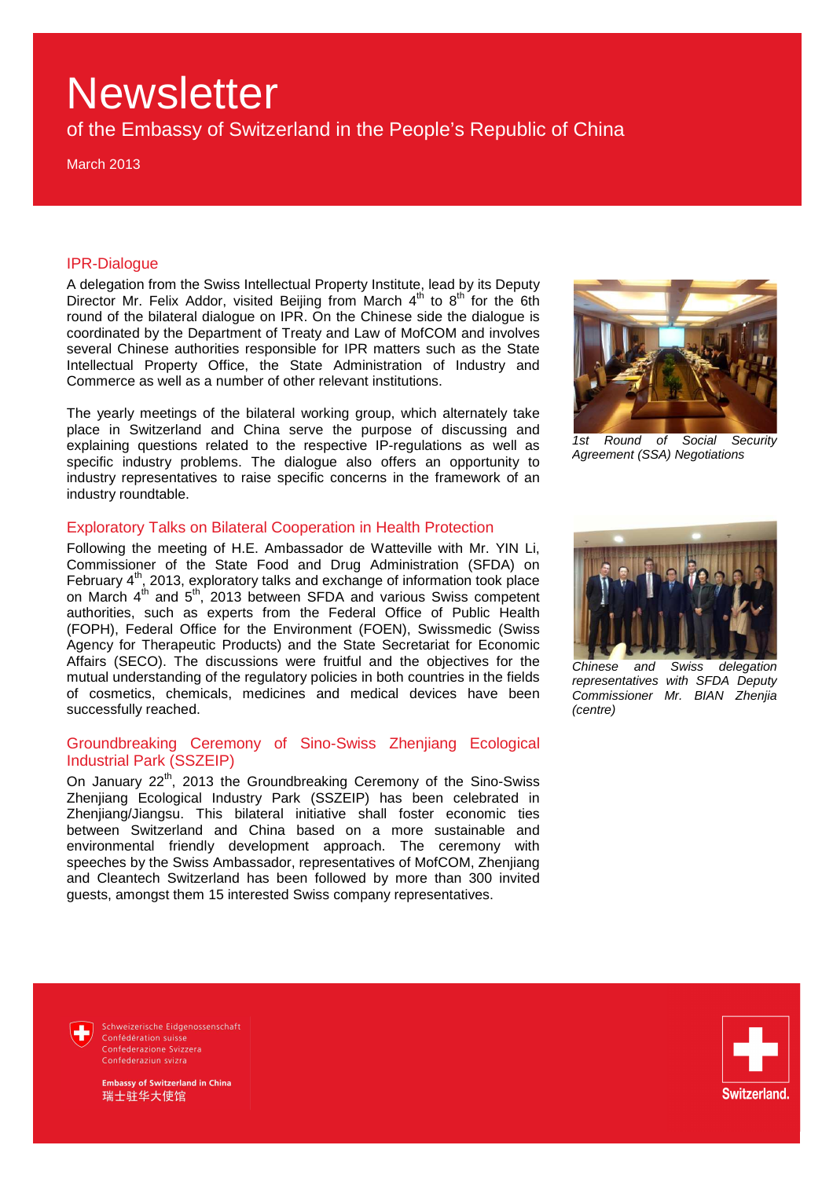# Newsletter

of the Embassy of Switzerland in the People's Republic of China

March 2013

## IPR-Dialogue

A delegation from the Swiss Intellectual Property Institute, lead by its Deputy Director Mr. Felix Addor, visited Beijing from March 4th to 8th for the 6th round of the bilateral dialogue on IPR. On the Chinese side the dialogue is coordinated by the Department of Treaty and Law of MofCOM and involves several Chinese authorities responsible for IPR matters such as the State Intellectual Property Office, the State Administration of Industry and Commerce as well as a number of other relevant institutions.

The yearly meetings of the bilateral working group, which alternately take place in Switzerland and China serve the purpose of discussing and explaining questions related to the respective IP-regulations as well as specific industry problems. The dialogue also offers an opportunity to industry representatives to raise specific concerns in the framework of an industry roundtable.

*1st Round of Social Security Agreement (SSA) Negotiations*

## Exploratory Talks on Bilateral Cooperation in Health Protection

Following the meeting of H.E. Ambassador de Watteville with Mr. YIN Li, Commissioner of the State Food and Drug Administration (SFDA) on February 4th, 2013, exploratory talks and exchange of information took place on March 4th and 5th, 2013 between SFDA and various Swiss competent authorities, such as experts from the Federal Office of Public Health (FOPH), Federal Office for the Environment (FOEN), Swissmedic (Swiss Agency for Therapeutic Products) and the State Secretariat for Economic Affairs (SECO). The discussions were fruitful and the objectives for the mutual understanding of the regulatory policies in both countries in the fields of cosmetics, chemicals, medicines and medical devices have been successfully reached.

*Chinese and Swiss delegation representatives with SFDA Deputy Commissioner Mr. BIAN Zhenjia (centre)*

## Groundbreaking Ceremony of Sino-Swiss Zhenjiang Ecological Industrial Park (SSZEIP)

On January 22th, 2013 the Groundbreaking Ceremony of the Sino-Swiss Zhenjiang Ecological Industry Park (SSZEIP) has been celebrated in Zhenjiang/Jiangsu. This bilateral initiative shall foster economic ties between Switzerland and China based on a more sustainable and environmental friendly development approach. The ceremony with speeches by the Swiss Ambassador, representatives of MofCOM, Zhenjiang and Cleantech Switzerland has been followed by more than 300 invited guests, amongst them 15 interested Swiss company representatives.

Schweizerische Eidgenossenschaft
Confédération suisse
Confederazione Svizzera
Confederaziun svizra

**Embassy of Switzerland in China**
**瑞士驻华大使馆**

Switzerland.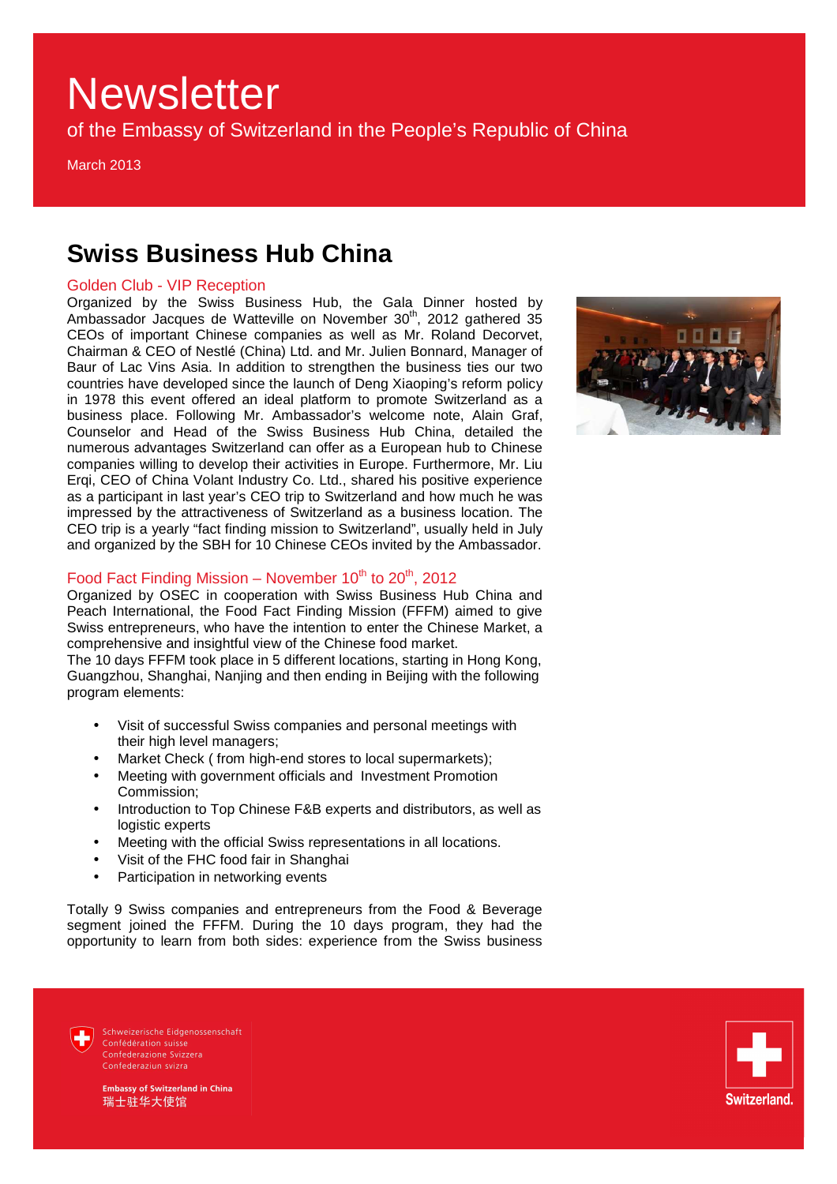# Newsletter

of the Embassy of Switzerland in the People's Republic of China

March 2013

## Swiss Business Hub China

### Golden Club - VIP Reception

Organized by the Swiss Business Hub, the Gala Dinner hosted by Ambassador Jacques de Watteville on November 30th, 2012 gathered 35 CEOs of important Chinese companies as well as Mr. Roland Decorvet, Chairman & CEO of Nestlé (China) Ltd. and Mr. Julien Bonnard, Manager of Baur of Lac Vins Asia. In addition to strengthen the business ties our two countries have developed since the launch of Deng Xiaoping's reform policy in 1978 this event offered an ideal platform to promote Switzerland as a business place. Following Mr. Ambassador's welcome note, Alain Graf, Counselor and Head of the Swiss Business Hub China, detailed the numerous advantages Switzerland can offer as a European hub to Chinese companies willing to develop their activities in Europe. Furthermore, Mr. Liu Erqi, CEO of China Volant Industry Co. Ltd., shared his positive experience as a participant in last year's CEO trip to Switzerland and how much he was impressed by the attractiveness of Switzerland as a business location. The CEO trip is a yearly "fact finding mission to Switzerland", usually held in July and organized by the SBH for 10 Chinese CEOs invited by the Ambassador.

### Food Fact Finding Mission – November 10th to 20th, 2012

Organized by OSEC in cooperation with Swiss Business Hub China and Peach International, the Food Fact Finding Mission (FFFM) aimed to give Swiss entrepreneurs, who have the intention to enter the Chinese Market, a comprehensive and insightful view of the Chinese food market.
The 10 days FFFM took place in 5 different locations, starting in Hong Kong, Guangzhou, Shanghai, Nanjing and then ending in Beijing with the following program elements:

- Visit of successful Swiss companies and personal meetings with their high level managers;
- Market Check ( from high-end stores to local supermarkets);
- Meeting with government officials and Investment Promotion Commission;
- Introduction to Top Chinese F&B experts and distributors, as well as logistic experts
- Meeting with the official Swiss representations in all locations.
- Visit of the FHC food fair in Shanghai
- Participation in networking events

Totally 9 Swiss companies and entrepreneurs from the Food & Beverage segment joined the FFFM. During the 10 days program, they had the opportunity to learn from both sides: experience from the Swiss business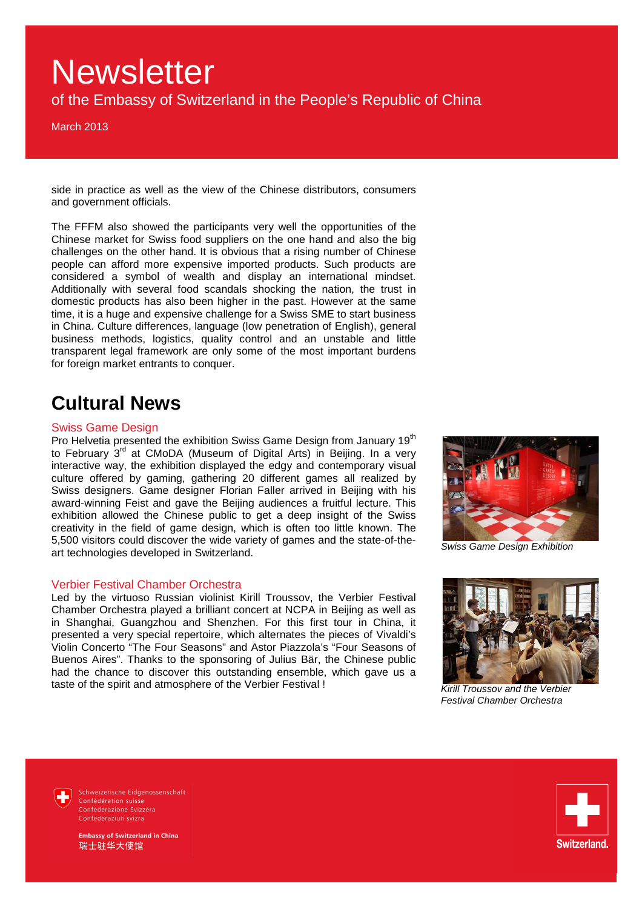side in practice as well as the view of the Chinese distributors, consumers and government officials.

The FFFM also showed the participants very well the opportunities of the Chinese market for Swiss food suppliers on the one hand and also the big challenges on the other hand. It is obvious that a rising number of Chinese people can afford more expensive imported products. Such products are considered a symbol of wealth and display an international mindset. Additionally with several food scandals shocking the nation, the trust in domestic products has also been higher in the past. However at the same time, it is a huge and expensive challenge for a Swiss SME to start business in China. Culture differences, language (low penetration of English), general business methods, logistics, quality control and an unstable and little transparent legal framework are only some of the most important burdens for foreign market entrants to conquer.

## Cultural News

### Swiss Game Design

Pro Helvetia presented the exhibition Swiss Game Design from January 19th to February 3rd at CMoDA (Museum of Digital Arts) in Beijing. In a very interactive way, the exhibition displayed the edgy and contemporary visual culture offered by gaming, gathering 20 different games all realized by Swiss designers. Game designer Florian Faller arrived in Beijing with his award-winning Feist and gave the Beijing audiences a fruitful lecture. This exhibition allowed the Chinese public to get a deep insight of the Swiss creativity in the field of game design, which is often too little known. The 5,500 visitors could discover the wide variety of games and the state-of-the-art technologies developed in Switzerland.

*Swiss Game Design Exhibition*

### Verbier Festival Chamber Orchestra

Led by the virtuoso Russian violinist Kirill Troussov, the Verbier Festival Chamber Orchestra played a brilliant concert at NCPA in Beijing as well as in Shanghai, Guangzhou and Shenzhen. For this first tour in China, it presented a very special repertoire, which alternates the pieces of Vivaldi's Violin Concerto "The Four Seasons" and Astor Piazzola's "Four Seasons of Buenos Aires". Thanks to the sponsoring of Julius Bär, the Chinese public had the chance to discover this outstanding ensemble, which gave us a taste of the spirit and atmosphere of the Verbier Festival !

*Kirill Troussov and the Verbier Festival Chamber Orchestra*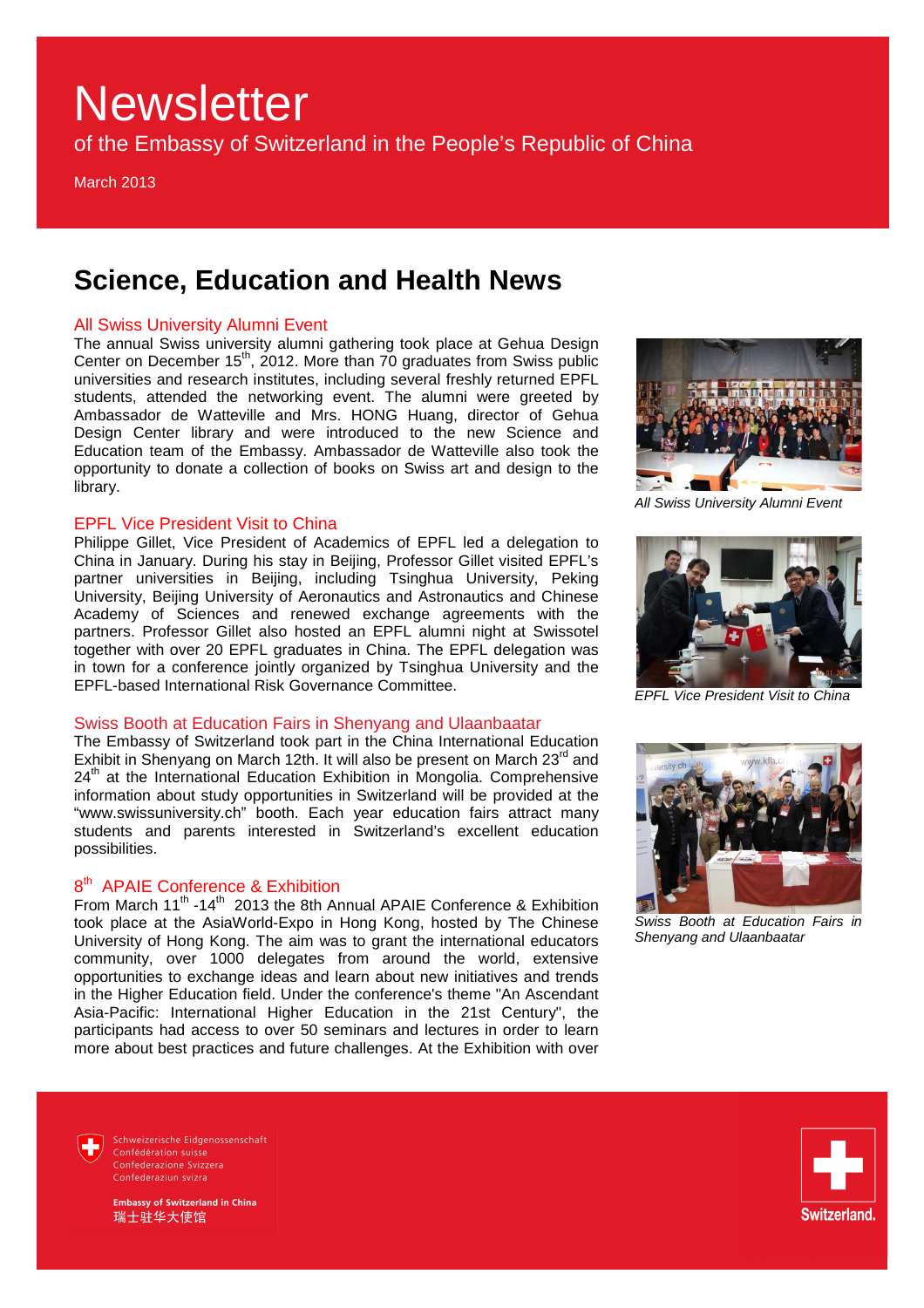# Newsletter

of the Embassy of Switzerland in the People's Republic of China

March 2013

## Science, Education and Health News

### All Swiss University Alumni Event

The annual Swiss university alumni gathering took place at Gehua Design Center on December 15th, 2012. More than 70 graduates from Swiss public universities and research institutes, including several freshly returned EPFL students, attended the networking event. The alumni were greeted by Ambassador de Watteville and Mrs. HONG Huang, director of Gehua Design Center library and were introduced to the new Science and Education team of the Embassy. Ambassador de Watteville also took the opportunity to donate a collection of books on Swiss art and design to the library.

*All Swiss University Alumni Event*

### EPFL Vice President Visit to China

Philippe Gillet, Vice President of Academics of EPFL led a delegation to China in January. During his stay in Beijing, Professor Gillet visited EPFL's partner universities in Beijing, including Tsinghua University, Peking University, Beijing University of Aeronautics and Astronautics and Chinese Academy of Sciences and renewed exchange agreements with the partners. Professor Gillet also hosted an EPFL alumni night at Swissotel together with over 20 EPFL graduates in China. The EPFL delegation was in town for a conference jointly organized by Tsinghua University and the EPFL-based International Risk Governance Committee.

*EPFL Vice President Visit to China*

### Swiss Booth at Education Fairs in Shenyang and Ulaanbaatar

The Embassy of Switzerland took part in the China International Education Exhibit in Shenyang on March 12th. It will also be present on March 23rd and 24th at the International Education Exhibition in Mongolia. Comprehensive information about study opportunities in Switzerland will be provided at the "www.swissuniversity.ch" booth. Each year education fairs attract many students and parents interested in Switzerland's excellent education possibilities.

*Swiss Booth at Education Fairs in Shenyang and Ulaanbaatar*

### 8th APAIE Conference & Exhibition

From March 11th -14th 2013 the 8th Annual APAIE Conference & Exhibition took place at the AsiaWorld-Expo in Hong Kong, hosted by The Chinese University of Hong Kong. The aim was to grant the international educators community, over 1000 delegates from around the world, extensive opportunities to exchange ideas and learn about new initiatives and trends in the Higher Education field. Under the conference's theme "An Ascendant Asia-Pacific: International Higher Education in the 21st Century", the participants had access to over 50 seminars and lectures in order to learn more about best practices and future challenges. At the Exhibition with over

Schweizerische Eidgenossenschaft
Confédération suisse
Confederazione Svizzera
Confederaziun svizra

**Embassy of Switzerland in China**
瑞士驻华大使馆

Switzerland.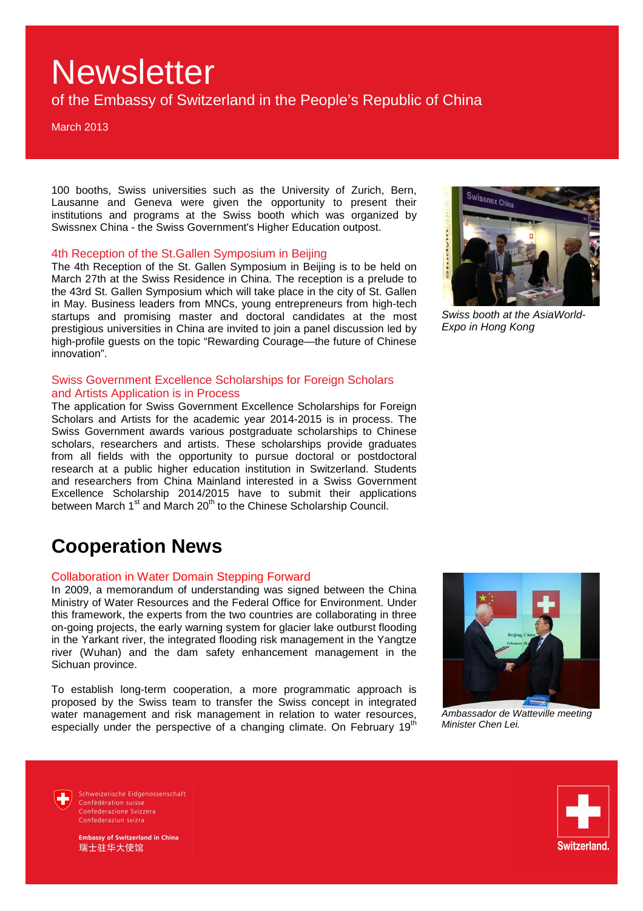# Newsletter

of the Embassy of Switzerland in the People's Republic of China

March 2013

100 booths, Swiss universities such as the University of Zurich, Bern, Lausanne and Geneva were given the opportunity to present their institutions and programs at the Swiss booth which was organized by Swissnex China - the Swiss Government's Higher Education outpost.

*Swiss booth at the AsiaWorld-Expo in Hong Kong*

### 4th Reception of the St.Gallen Symposium in Beijing

The 4th Reception of the St. Gallen Symposium in Beijing is to be held on March 27th at the Swiss Residence in China. The reception is a prelude to the 43rd St. Gallen Symposium which will take place in the city of St. Gallen in May. Business leaders from MNCs, young entrepreneurs from high-tech startups and promising master and doctoral candidates at the most prestigious universities in China are invited to join a panel discussion led by high-profile guests on the topic "Rewarding Courage—the future of Chinese innovation".

### Swiss Government Excellence Scholarships for Foreign Scholars and Artists Application is in Process

The application for Swiss Government Excellence Scholarships for Foreign Scholars and Artists for the academic year 2014-2015 is in process. The Swiss Government awards various postgraduate scholarships to Chinese scholars, researchers and artists. These scholarships provide graduates from all fields with the opportunity to pursue doctoral or postdoctoral research at a public higher education institution in Switzerland. Students and researchers from China Mainland interested in a Swiss Government Excellence Scholarship 2014/2015 have to submit their applications between March 1st and March 20th to the Chinese Scholarship Council.

## Cooperation News

### Collaboration in Water Domain Stepping Forward

In 2009, a memorandum of understanding was signed between the China Ministry of Water Resources and the Federal Office for Environment. Under this framework, the experts from the two countries are collaborating in three on-going projects, the early warning system for glacier lake outburst flooding in the Yarkant river, the integrated flooding risk management in the Yangtze river (Wuhan) and the dam safety enhancement management in the Sichuan province.

To establish long-term cooperation, a more programmatic approach is proposed by the Swiss team to transfer the Swiss concept in integrated water management and risk management in relation to water resources, especially under the perspective of a changing climate. On February 19th

*Ambassador de Watteville meeting Minister Chen Lei.*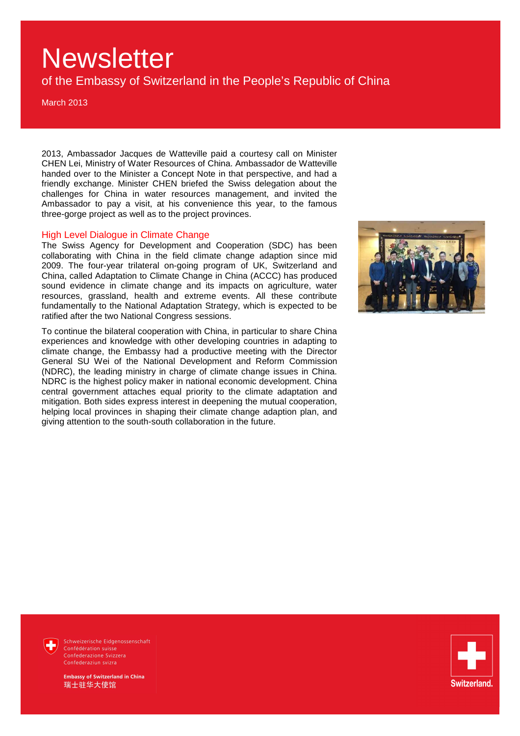2013, Ambassador Jacques de Watteville paid a courtesy call on Minister CHEN Lei, Ministry of Water Resources of China. Ambassador de Watteville handed over to the Minister a Concept Note in that perspective, and had a friendly exchange. Minister CHEN briefed the Swiss delegation about the challenges for China in water resources management, and invited the Ambassador to pay a visit, at his convenience this year, to the famous three-gorge project as well as to the project provinces.

## High Level Dialogue in Climate Change

The Swiss Agency for Development and Cooperation (SDC) has been collaborating with China in the field climate change adaption since mid 2009. The four-year trilateral on-going program of UK, Switzerland and China, called Adaptation to Climate Change in China (ACCC) has produced sound evidence in climate change and its impacts on agriculture, water resources, grassland, health and extreme events. All these contribute fundamentally to the National Adaptation Strategy, which is expected to be ratified after the two National Congress sessions.

To continue the bilateral cooperation with China, in particular to share China experiences and knowledge with other developing countries in adapting to climate change, the Embassy had a productive meeting with the Director General SU Wei of the National Development and Reform Commission (NDRC), the leading ministry in charge of climate change issues in China. NDRC is the highest policy maker in national economic development. China central government attaches equal priority to the climate adaptation and mitigation. Both sides express interest in deepening the mutual cooperation, helping local provinces in shaping their climate change adaption plan, and giving attention to the south-south collaboration in the future.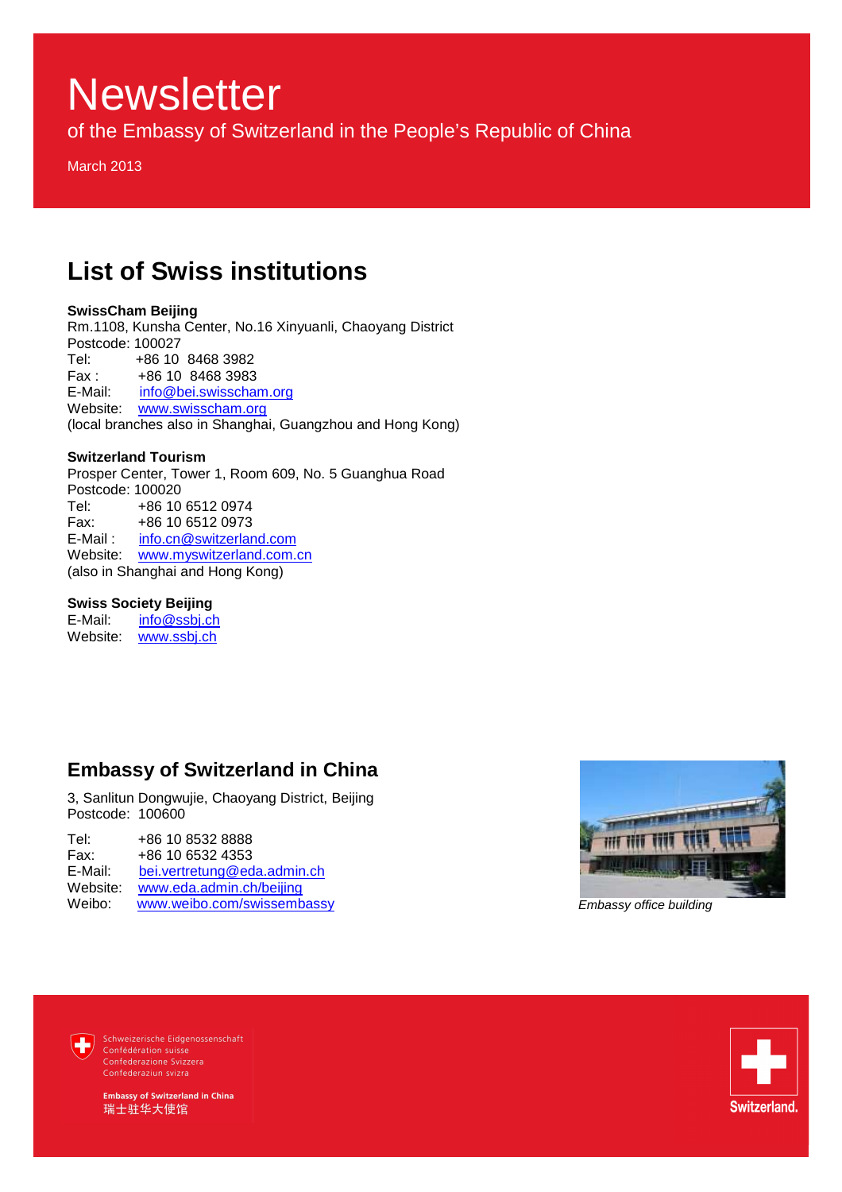# Newsletter

of the Embassy of Switzerland in the People's Republic of China

March 2013

## List of Swiss institutions

**SwissCham Beijing**
Rm.1108, Kunsha Center, No.16 Xinyuanli, Chaoyang District
Postcode: 100027
Tel: +86 10 8468 3982
Fax : +86 10 8468 3983
E-Mail: info@bei.swisscham.org
Website: www.swisscham.org
(local branches also in Shanghai, Guangzhou and Hong Kong)

**Switzerland Tourism**
Prosper Center, Tower 1, Room 609, No. 5 Guanghua Road
Postcode: 100020
Tel: +86 10 6512 0974
Fax: +86 10 6512 0973
E-Mail : info.cn@switzerland.com
Website: www.myswitzerland.com.cn
(also in Shanghai and Hong Kong)

**Swiss Society Beijing**
E-Mail: info@ssbj.ch
Website: www.ssbj.ch

## Embassy of Switzerland in China

3, Sanlitun Dongwujie, Chaoyang District, Beijing
Postcode: 100600

Tel: +86 10 8532 8888
Fax: +86 10 6532 4353
E-Mail: bei.vertretung@eda.admin.ch
Website: www.eda.admin.ch/beijing
Weibo: www.weibo.com/swissembassy

*Embassy office building*

Schweizerische Eidgenossenschaft
Confédération suisse
Confederazione Svizzera
Confederaziun svizra

**Embassy of Switzerland in China**
瑞士驻华大使馆

Switzerland.